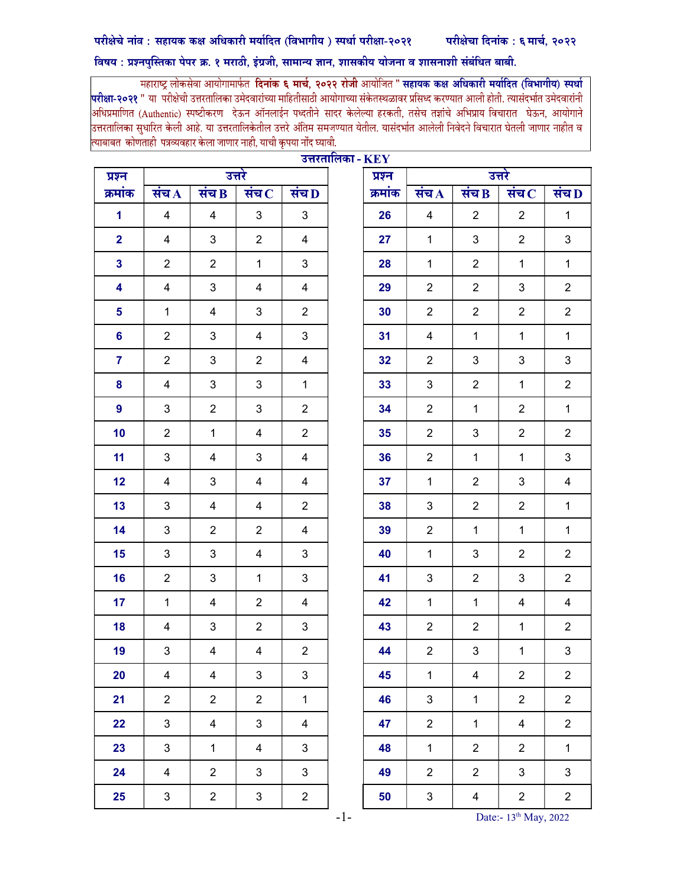**परीक्षेचे नांव : सहायक कक्ष अधिकारी मर्यादित (विभागीय ) स्पर्धा परीक्षा-२०२१** **परीक्षेचा दिनांक : ६ मार्च, २०२२**

**विषय : प्रश्नपुस्तिका पेपर क्र. १ मराठी, इंग्रजी, सामान्य ज्ञान, शासकीय योजना व शासनाशी संबंधित बाबी.**

महाराष्ट्र लोकसेवा आयोगामार्फत **दिनांक ६ मार्च, २०२२ रोजी** आयोजित "**सहायक कक्ष अधिकारी मर्यादित (विभागीय) स्पर्धा परीक्षा-२०२१** " या परीक्षेची उत्तरतालिका उमेदवारांच्या माहितीसाठी आयोगाच्या संकेतस्थळावर प्रसिध्द करण्यात आली होती. त्यासंदर्भात उमेदवारांनी अधिप्रमाणित (Authentic) स्पष्टीकरण देऊन ऑनलाईन पध्दतीने सादर केलेल्या हरकती, तसेच तज्ञांचे अभिप्राय विचारात घेऊन, आयोगाने उत्तरतालिका सुधारित केली आहे. या उत्तरतालिकेतील उत्तरे अंतिम समजण्यात येतील. यासंदर्भात आलेली निवेदने विचारात घेतली जाणार नाहीत व त्याबाबत कोणताही पत्रव्यवहार केला जाणार नाही, याची कृपया नोंद घ्यावी.

**उत्तरतालिका - KEY**

| प्रश्न क्रमांक | उत्तरे संच A | संच B | संच C | संच D |
|---|---|---|---|---|
| 1 | 4 | 4 | 3 | 3 |
| 2 | 4 | 3 | 2 | 4 |
| 3 | 2 | 2 | 1 | 3 |
| 4 | 4 | 3 | 4 | 4 |
| 5 | 1 | 4 | 3 | 2 |
| 6 | 2 | 3 | 4 | 3 |
| 7 | 2 | 3 | 2 | 4 |
| 8 | 4 | 3 | 3 | 1 |
| 9 | 3 | 2 | 3 | 2 |
| 10 | 2 | 1 | 4 | 2 |
| 11 | 3 | 4 | 3 | 4 |
| 12 | 4 | 3 | 4 | 4 |
| 13 | 3 | 4 | 4 | 2 |
| 14 | 3 | 2 | 2 | 4 |
| 15 | 3 | 3 | 4 | 3 |
| 16 | 2 | 3 | 1 | 3 |
| 17 | 1 | 4 | 2 | 4 |
| 18 | 4 | 3 | 2 | 3 |
| 19 | 3 | 4 | 4 | 2 |
| 20 | 4 | 4 | 3 | 3 |
| 21 | 2 | 2 | 2 | 1 |
| 22 | 3 | 4 | 3 | 4 |
| 23 | 3 | 1 | 4 | 3 |
| 24 | 4 | 2 | 3 | 3 |
| 25 | 3 | 2 | 3 | 2 |
| 26 | 4 | 2 | 2 | 1 |
| 27 | 1 | 3 | 2 | 3 |
| 28 | 1 | 2 | 1 | 1 |
| 29 | 2 | 2 | 3 | 2 |
| 30 | 2 | 2 | 2 | 2 |
| 31 | 4 | 1 | 1 | 1 |
| 32 | 2 | 3 | 3 | 3 |
| 33 | 3 | 2 | 1 | 2 |
| 34 | 2 | 1 | 2 | 1 |
| 35 | 2 | 3 | 2 | 2 |
| 36 | 2 | 1 | 1 | 3 |
| 37 | 1 | 2 | 3 | 4 |
| 38 | 3 | 2 | 2 | 1 |
| 39 | 2 | 1 | 1 | 1 |
| 40 | 1 | 3 | 2 | 2 |
| 41 | 3 | 2 | 3 | 2 |
| 42 | 1 | 1 | 4 | 4 |
| 43 | 2 | 2 | 1 | 2 |
| 44 | 2 | 3 | 1 | 3 |
| 45 | 1 | 4 | 2 | 2 |
| 46 | 3 | 1 | 2 | 2 |
| 47 | 2 | 1 | 4 | 2 |
| 48 | 1 | 2 | 2 | 1 |
| 49 | 2 | 2 | 3 | 3 |
| 50 | 3 | 4 | 2 | 2 |

Date:- 13th May, 2022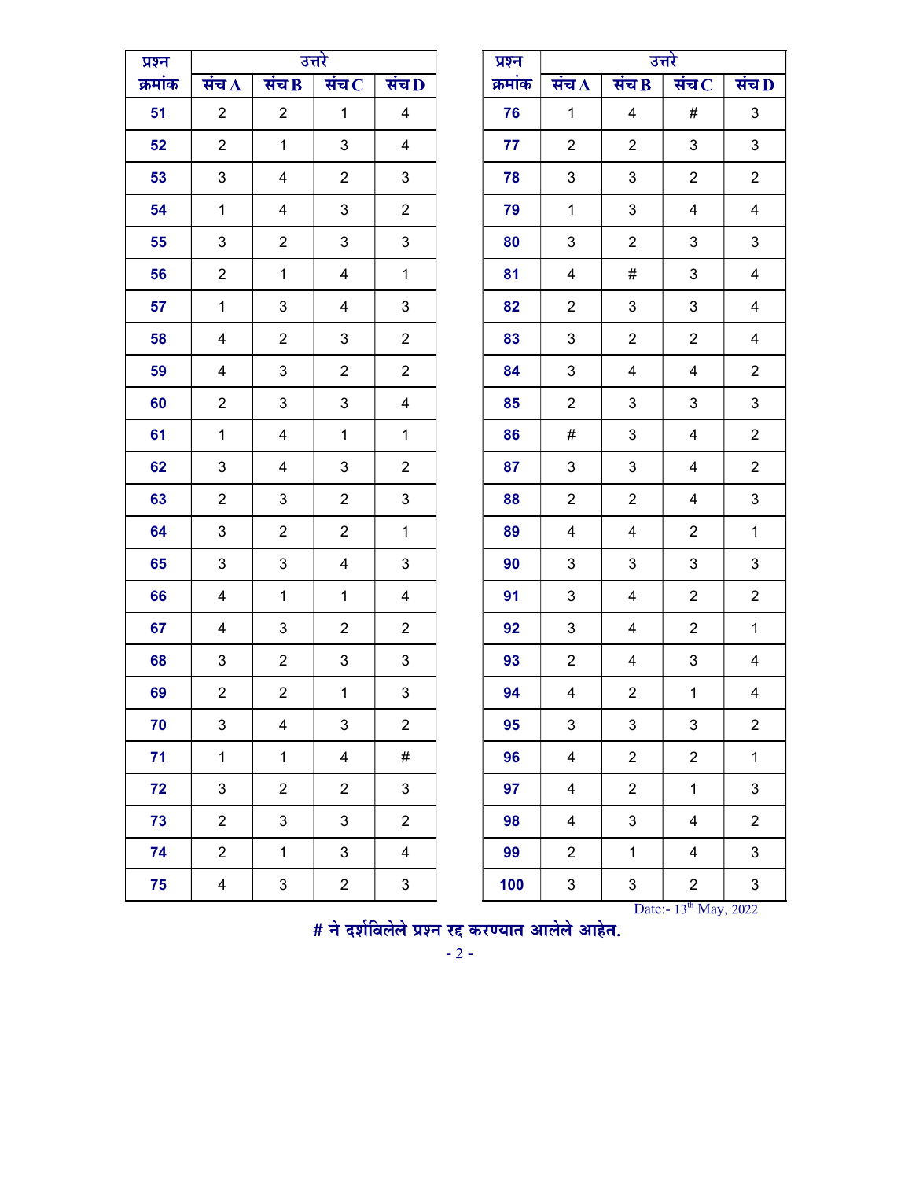| प्रश्न क्रमांक | उत्तरे | | | |
|---|---|---|---|---|
| | संच A | संच B | संच C | संच D |
| 51 | 2 | 2 | 1 | 4 |
| 52 | 2 | 1 | 3 | 4 |
| 53 | 3 | 4 | 2 | 3 |
| 54 | 1 | 4 | 3 | 2 |
| 55 | 3 | 2 | 3 | 3 |
| 56 | 2 | 1 | 4 | 1 |
| 57 | 1 | 3 | 4 | 3 |
| 58 | 4 | 2 | 3 | 2 |
| 59 | 4 | 3 | 2 | 2 |
| 60 | 2 | 3 | 3 | 4 |
| 61 | 1 | 4 | 1 | 1 |
| 62 | 3 | 4 | 3 | 2 |
| 63 | 2 | 3 | 2 | 3 |
| 64 | 3 | 2 | 2 | 1 |
| 65 | 3 | 3 | 4 | 3 |
| 66 | 4 | 1 | 1 | 4 |
| 67 | 4 | 3 | 2 | 2 |
| 68 | 3 | 2 | 3 | 3 |
| 69 | 2 | 2 | 1 | 3 |
| 70 | 3 | 4 | 3 | 2 |
| 71 | 1 | 1 | 4 | # |
| 72 | 3 | 2 | 2 | 3 |
| 73 | 2 | 3 | 3 | 2 |
| 74 | 2 | 1 | 3 | 4 |
| 75 | 4 | 3 | 2 | 3 |

| प्रश्न क्रमांक | उत्तरे | | | |
|---|---|---|---|---|
| | संच A | संच B | संच C | संच D |
| 76 | 1 | 4 | # | 3 |
| 77 | 2 | 2 | 3 | 3 |
| 78 | 3 | 3 | 2 | 2 |
| 79 | 1 | 3 | 4 | 4 |
| 80 | 3 | 2 | 3 | 3 |
| 81 | 4 | # | 3 | 4 |
| 82 | 2 | 3 | 3 | 4 |
| 83 | 3 | 2 | 2 | 4 |
| 84 | 3 | 4 | 4 | 2 |
| 85 | 2 | 3 | 3 | 3 |
| 86 | # | 3 | 4 | 2 |
| 87 | 3 | 3 | 4 | 2 |
| 88 | 2 | 2 | 4 | 3 |
| 89 | 4 | 4 | 2 | 1 |
| 90 | 3 | 3 | 3 | 3 |
| 91 | 3 | 4 | 2 | 2 |
| 92 | 3 | 4 | 2 | 1 |
| 93 | 2 | 4 | 3 | 4 |
| 94 | 4 | 2 | 1 | 4 |
| 95 | 3 | 3 | 3 | 2 |
| 96 | 4 | 2 | 2 | 1 |
| 97 | 4 | 2 | 1 | 3 |
| 98 | 4 | 3 | 4 | 2 |
| 99 | 2 | 1 | 4 | 3 |
| 100 | 3 | 3 | 2 | 3 |

Date:- 13th May, 2022

**# ने दर्शविलेले प्रश्न रद्द करण्यात आलेले आहेत.**